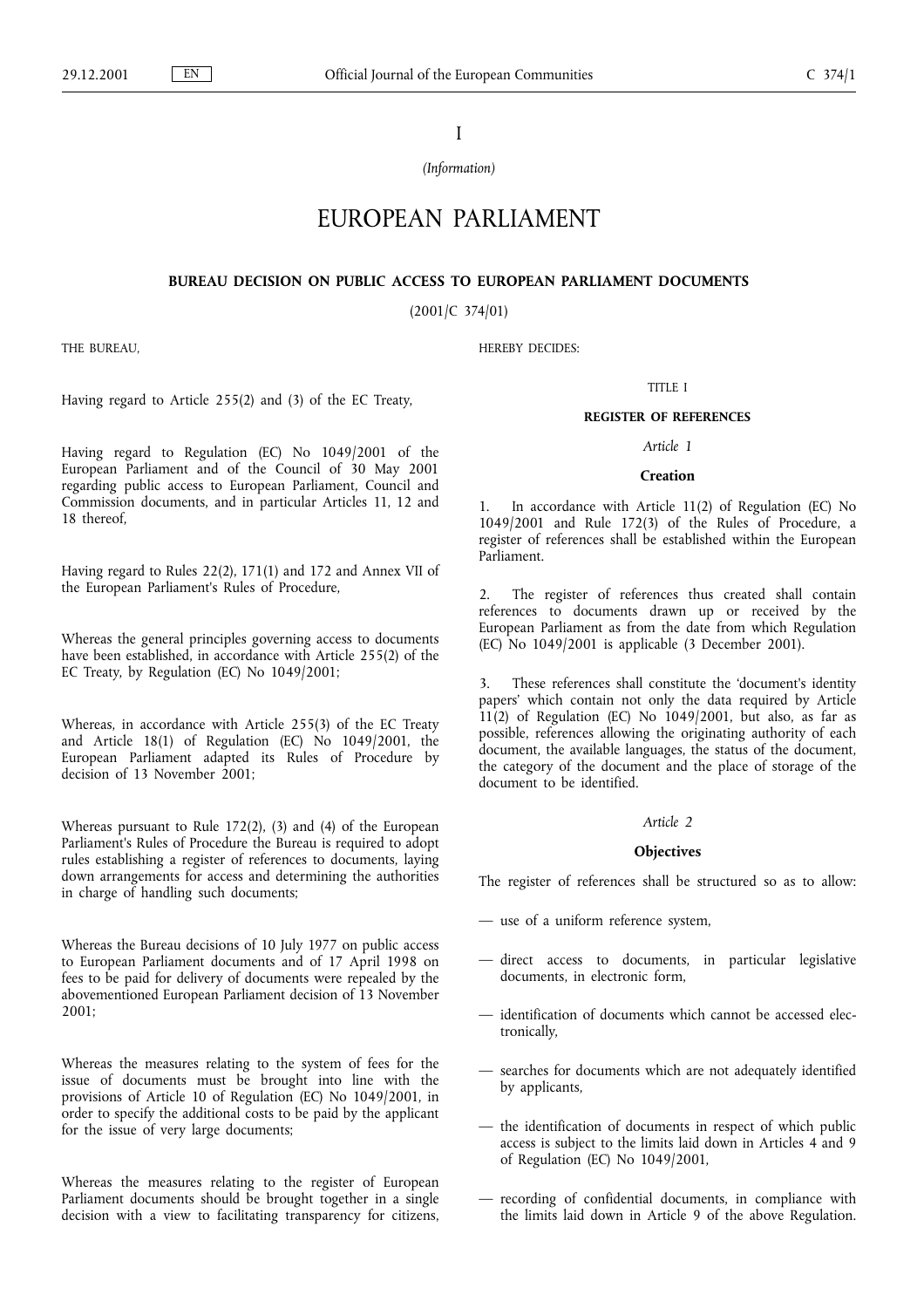I

*(Information)*

# EUROPEAN PARLIAMENT

## BUREAU DECISION ON PUBLIC ACCESS TO EUROPEAN PARLIAMENT DOCUMENTS

(2001/C 374/01)

THE BUREAU,

Having regard to Article 255(2) and (3) of the EC Treaty,

Having regard to Regulation (EC) No 1049/2001 of the European Parliament and of the Council of 30 May 2001 regarding public access to European Parliament, Council and Commission documents, and in particular Articles 11, 12 and 18 thereof,

Having regard to Rules 22(2), 171(1) and 172 and Annex VII of the European Parliament's Rules of Procedure,

Whereas the general principles governing access to documents have been established, in accordance with Article 255(2) of the EC Treaty, by Regulation (EC) No 1049/2001;

Whereas, in accordance with Article 255(3) of the EC Treaty and Article 18(1) of Regulation (EC) No 1049/2001, the European Parliament adapted its Rules of Procedure by decision of 13 November 2001;

Whereas pursuant to Rule 172(2), (3) and (4) of the European Parliament's Rules of Procedure the Bureau is required to adopt rules establishing a register of references to documents, laying down arrangements for access and determining the authorities in charge of handling such documents;

Whereas the Bureau decisions of 10 July 1977 on public access to European Parliament documents and of 17 April 1998 on fees to be paid for delivery of documents were repealed by the abovementioned European Parliament decision of 13 November 2001;

Whereas the measures relating to the system of fees for the issue of documents must be brought into line with the provisions of Article 10 of Regulation (EC) No 1049/2001, in order to specify the additional costs to be paid by the applicant for the issue of very large documents;

Whereas the measures relating to the register of European Parliament documents should be brought together in a single decision with a view to facilitating transparency for citizens,

HEREBY DECIDES:

### TITLE I

### REGISTER OF REFERENCES

*Article 1*

**Creation**

1. In accordance with Article 11(2) of Regulation (EC) No 1049/2001 and Rule 172(3) of the Rules of Procedure, a register of references shall be established within the European Parliament.

2. The register of references thus created shall contain references to documents drawn up or received by the European Parliament as from the date from which Regulation (EC) No 1049/2001 is applicable (3 December 2001).

3. These references shall constitute the 'document's identity papers' which contain not only the data required by Article 11(2) of Regulation (EC) No 1049/2001, but also, as far as possible, references allowing the originating authority of each document, the available languages, the status of the document, the category of the document and the place of storage of the document to be identified.

*Article 2*

**Objectives**

The register of references shall be structured so as to allow:

- use of a uniform reference system,
- direct access to documents, in particular legislative documents, in electronic form,
- identification of documents which cannot be accessed electronically,
- searches for documents which are not adequately identified by applicants,
- the identification of documents in respect of which public access is subject to the limits laid down in Articles 4 and 9 of Regulation (EC) No 1049/2001,
- recording of confidential documents, in compliance with the limits laid down in Article 9 of the above Regulation.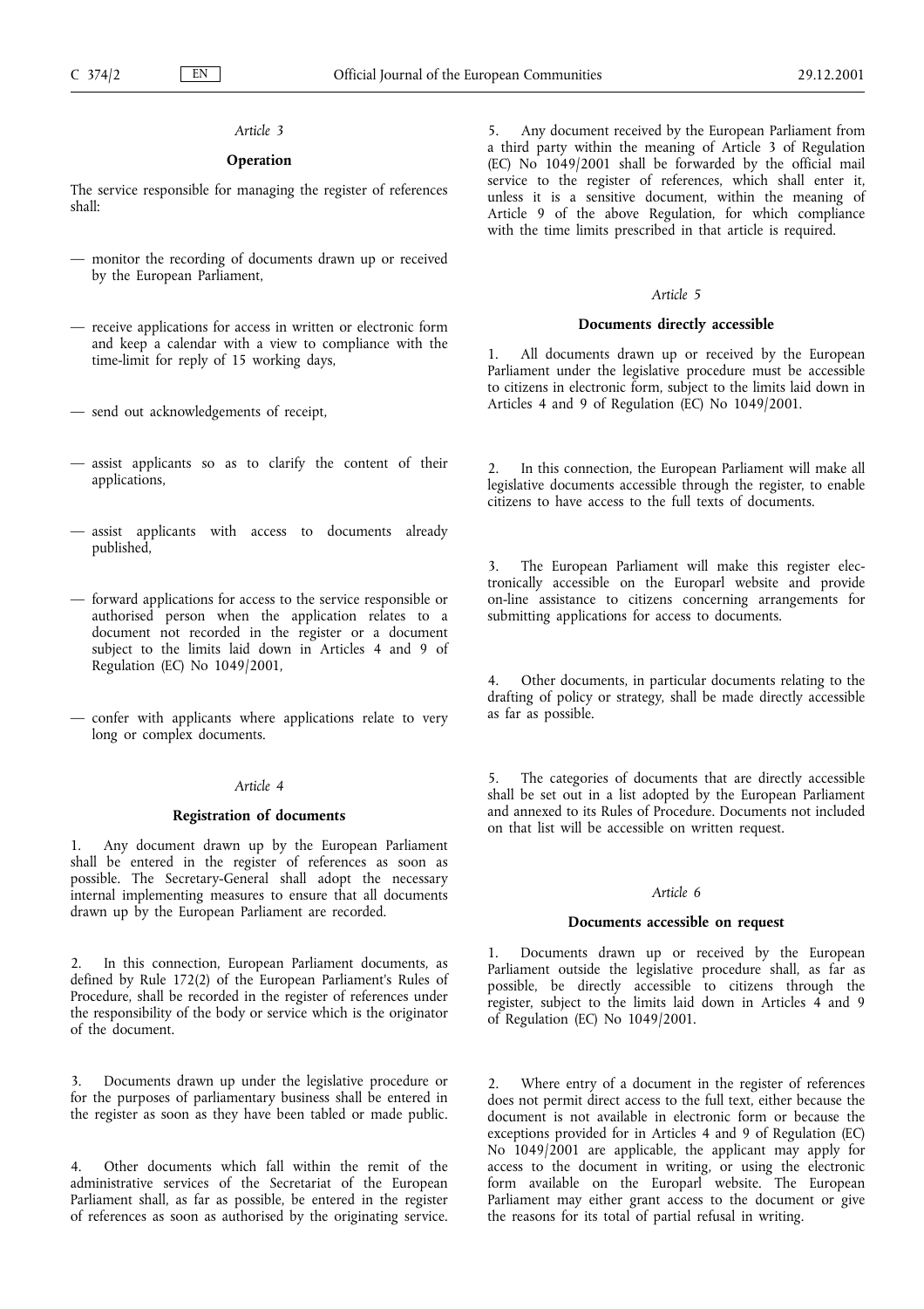*Article 3*

**Operation**

The service responsible for managing the register of references shall:

— monitor the recording of documents drawn up or received by the European Parliament,

— receive applications for access in written or electronic form and keep a calendar with a view to compliance with the time-limit for reply of 15 working days,

— send out acknowledgements of receipt,

— assist applicants so as to clarify the content of their applications,

— assist applicants with access to documents already published,

— forward applications for access to the service responsible or authorised person when the application relates to a document not recorded in the register or a document subject to the limits laid down in Articles 4 and 9 of Regulation (EC) No 1049/2001,

— confer with applicants where applications relate to very long or complex documents.

*Article 4*

**Registration of documents**

1. Any document drawn up by the European Parliament shall be entered in the register of references as soon as possible. The Secretary-General shall adopt the necessary internal implementing measures to ensure that all documents drawn up by the European Parliament are recorded.

2. In this connection, European Parliament documents, as defined by Rule 172(2) of the European Parliament's Rules of Procedure, shall be recorded in the register of references under the responsibility of the body or service which is the originator of the document.

3. Documents drawn up under the legislative procedure or for the purposes of parliamentary business shall be entered in the register as soon as they have been tabled or made public.

4. Other documents which fall within the remit of the administrative services of the Secretariat of the European Parliament shall, as far as possible, be entered in the register of references as soon as authorised by the originating service.

5. Any document received by the European Parliament from a third party within the meaning of Article 3 of Regulation (EC) No 1049/2001 shall be forwarded by the official mail service to the register of references, which shall enter it, unless it is a sensitive document, within the meaning of Article 9 of the above Regulation, for which compliance with the time limits prescribed in that article is required.

*Article 5*

**Documents directly accessible**

1. All documents drawn up or received by the European Parliament under the legislative procedure must be accessible to citizens in electronic form, subject to the limits laid down in Articles 4 and 9 of Regulation (EC) No 1049/2001.

2. In this connection, the European Parliament will make all legislative documents accessible through the register, to enable citizens to have access to the full texts of documents.

3. The European Parliament will make this register electronically accessible on the Europarl website and provide on-line assistance to citizens concerning arrangements for submitting applications for access to documents.

4. Other documents, in particular documents relating to the drafting of policy or strategy, shall be made directly accessible as far as possible.

5. The categories of documents that are directly accessible shall be set out in a list adopted by the European Parliament and annexed to its Rules of Procedure. Documents not included on that list will be accessible on written request.

*Article 6*

**Documents accessible on request**

1. Documents drawn up or received by the European Parliament outside the legislative procedure shall, as far as possible, be directly accessible to citizens through the register, subject to the limits laid down in Articles 4 and 9 of Regulation (EC) No 1049/2001.

2. Where entry of a document in the register of references does not permit direct access to the full text, either because the document is not available in electronic form or because the exceptions provided for in Articles 4 and 9 of Regulation (EC) No 1049/2001 are applicable, the applicant may apply for access to the document in writing, or using the electronic form available on the Europarl website. The European Parliament may either grant access to the document or give the reasons for its total of partial refusal in writing.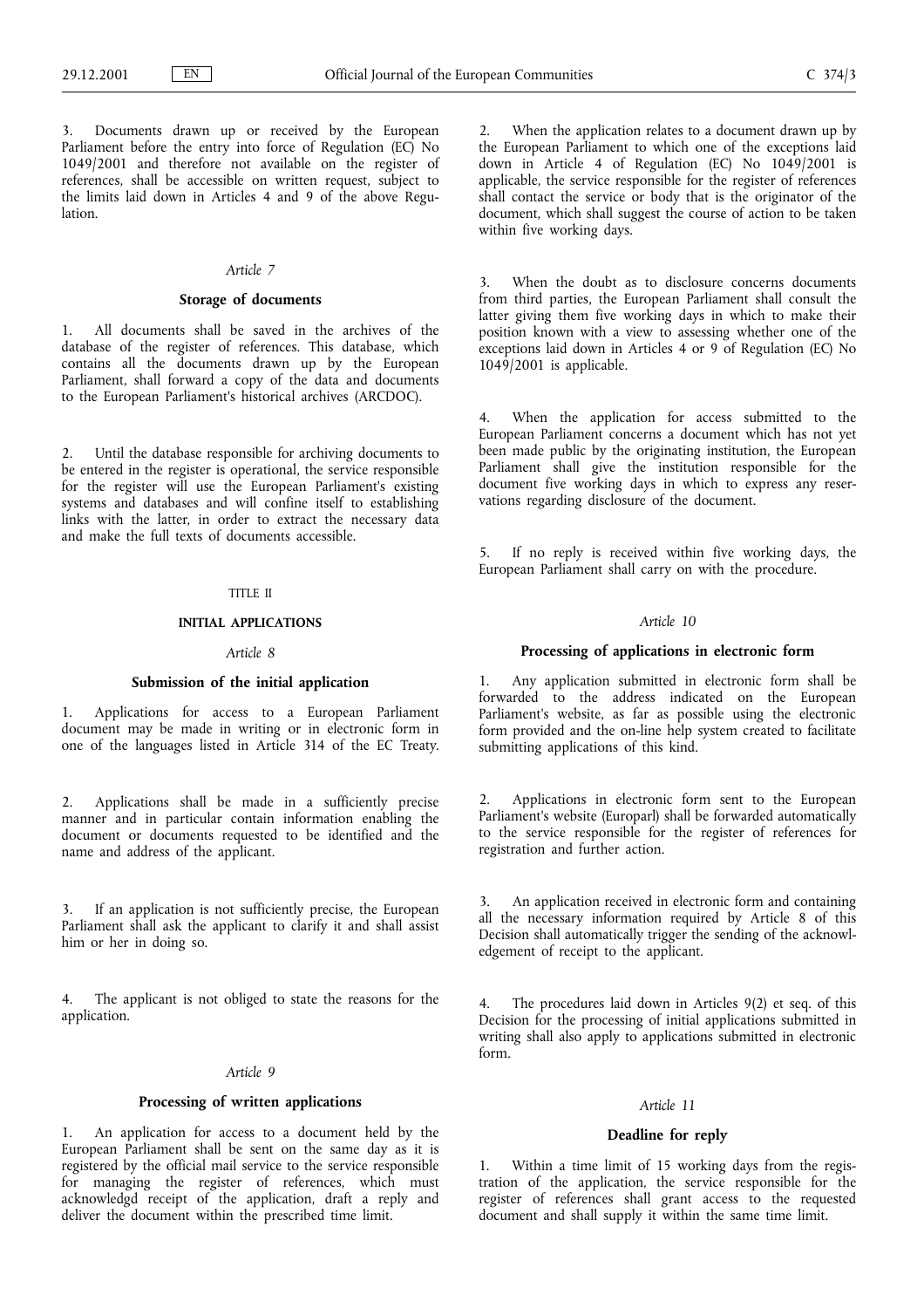3. Documents drawn up or received by the European Parliament before the entry into force of Regulation (EC) No 1049/2001 and therefore not available on the register of references, shall be accessible on written request, subject to the limits laid down in Articles 4 and 9 of the above Regulation.

*Article 7*

**Storage of documents**

1. All documents shall be saved in the archives of the database of the register of references. This database, which contains all the documents drawn up by the European Parliament, shall forward a copy of the data and documents to the European Parliament's historical archives (ARCDOC).

2. Until the database responsible for archiving documents to be entered in the register is operational, the service responsible for the register will use the European Parliament's existing systems and databases and will confine itself to establishing links with the latter, in order to extract the necessary data and make the full texts of documents accessible.

TITLE II

## INITIAL APPLICATIONS

*Article 8*

**Submission of the initial application**

1. Applications for access to a European Parliament document may be made in writing or in electronic form in one of the languages listed in Article 314 of the EC Treaty.

2. Applications shall be made in a sufficiently precise manner and in particular contain information enabling the document or documents requested to be identified and the name and address of the applicant.

3. If an application is not sufficiently precise, the European Parliament shall ask the applicant to clarify it and shall assist him or her in doing so.

4. The applicant is not obliged to state the reasons for the application.

*Article 9*

**Processing of written applications**

1. An application for access to a document held by the European Parliament shall be sent on the same day as it is registered by the official mail service to the service responsible for managing the register of references, which must acknowledgd receipt of the application, draft a reply and deliver the document within the prescribed time limit.

2. When the application relates to a document drawn up by the European Parliament to which one of the exceptions laid down in Article 4 of Regulation (EC) No 1049/2001 is applicable, the service responsible for the register of references shall contact the service or body that is the originator of the document, which shall suggest the course of action to be taken within five working days.

3. When the doubt as to disclosure concerns documents from third parties, the European Parliament shall consult the latter giving them five working days in which to make their position known with a view to assessing whether one of the exceptions laid down in Articles 4 or 9 of Regulation (EC) No 1049/2001 is applicable.

4. When the application for access submitted to the European Parliament concerns a document which has not yet been made public by the originating institution, the European Parliament shall give the institution responsible for the document five working days in which to express any reservations regarding disclosure of the document.

5. If no reply is received within five working days, the European Parliament shall carry on with the procedure.

*Article 10*

**Processing of applications in electronic form**

1. Any application submitted in electronic form shall be forwarded to the address indicated on the European Parliament's website, as far as possible using the electronic form provided and the on-line help system created to facilitate submitting applications of this kind.

2. Applications in electronic form sent to the European Parliament's website (Europarl) shall be forwarded automatically to the service responsible for the register of references for registration and further action.

3. An application received in electronic form and containing all the necessary information required by Article 8 of this Decision shall automatically trigger the sending of the acknowledgement of receipt to the applicant.

4. The procedures laid down in Articles 9(2) et seq. of this Decision for the processing of initial applications submitted in writing shall also apply to applications submitted in electronic form.

*Article 11*

**Deadline for reply**

1. Within a time limit of 15 working days from the registration of the application, the service responsible for the register of references shall grant access to the requested document and shall supply it within the same time limit.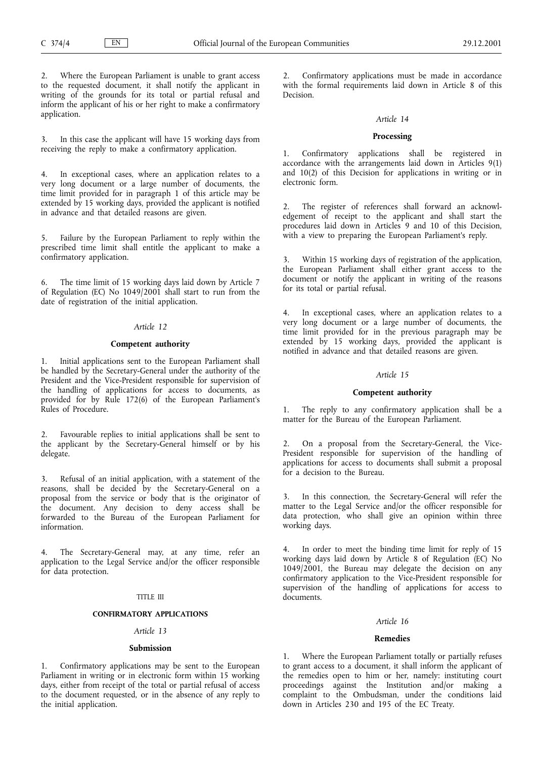2. Where the European Parliament is unable to grant access to the requested document, it shall notify the applicant in writing of the grounds for its total or partial refusal and inform the applicant of his or her right to make a confirmatory application.

3. In this case the applicant will have 15 working days from receiving the reply to make a confirmatory application.

4. In exceptional cases, where an application relates to a very long document or a large number of documents, the time limit provided for in paragraph 1 of this article may be extended by 15 working days, provided the applicant is notified in advance and that detailed reasons are given.

5. Failure by the European Parliament to reply within the prescribed time limit shall entitle the applicant to make a confirmatory application.

6. The time limit of 15 working days laid down by Article 7 of Regulation (EC) No 1049/2001 shall start to run from the date of registration of the initial application.

*Article 12*

**Competent authority**

1. Initial applications sent to the European Parliament shall be handled by the Secretary-General under the authority of the President and the Vice-President responsible for supervision of the handling of applications for access to documents, as provided for by Rule 172(6) of the European Parliament's Rules of Procedure.

2. Favourable replies to initial applications shall be sent to the applicant by the Secretary-General himself or by his delegate.

3. Refusal of an initial application, with a statement of the reasons, shall be decided by the Secretary-General on a proposal from the service or body that is the originator of the document. Any decision to deny access shall be forwarded to the Bureau of the European Parliament for information.

4. The Secretary-General may, at any time, refer an application to the Legal Service and/or the officer responsible for data protection.

TITLE III

**CONFIRMATORY APPLICATIONS**

*Article 13*

**Submission**

1. Confirmatory applications may be sent to the European Parliament in writing or in electronic form within 15 working days, either from receipt of the total or partial refusal of access to the document requested, or in the absence of any reply to the initial application.

2. Confirmatory applications must be made in accordance with the formal requirements laid down in Article 8 of this Decision.

*Article 14*

**Processing**

1. Confirmatory applications shall be registered in accordance with the arrangements laid down in Articles 9(1) and 10(2) of this Decision for applications in writing or in electronic form.

2. The register of references shall forward an acknowledgement of receipt to the applicant and shall start the procedures laid down in Articles 9 and 10 of this Decision, with a view to preparing the European Parliament's reply.

3. Within 15 working days of registration of the application, the European Parliament shall either grant access to the document or notify the applicant in writing of the reasons for its total or partial refusal.

4. In exceptional cases, where an application relates to a very long document or a large number of documents, the time limit provided for in the previous paragraph may be extended by 15 working days, provided the applicant is notified in advance and that detailed reasons are given.

*Article 15*

**Competent authority**

1. The reply to any confirmatory application shall be a matter for the Bureau of the European Parliament.

2. On a proposal from the Secretary-General, the Vice-President responsible for supervision of the handling of applications for access to documents shall submit a proposal for a decision to the Bureau.

3. In this connection, the Secretary-General will refer the matter to the Legal Service and/or the officer responsible for data protection, who shall give an opinion within three working days.

4. In order to meet the binding time limit for reply of 15 working days laid down by Article 8 of Regulation (EC) No 1049/2001, the Bureau may delegate the decision on any confirmatory application to the Vice-President responsible for supervision of the handling of applications for access to documents.

*Article 16*

**Remedies**

1. Where the European Parliament totally or partially refuses to grant access to a document, it shall inform the applicant of the remedies open to him or her, namely: instituting court proceedings against the Institution and/or making a complaint to the Ombudsman, under the conditions laid down in Articles 230 and 195 of the EC Treaty.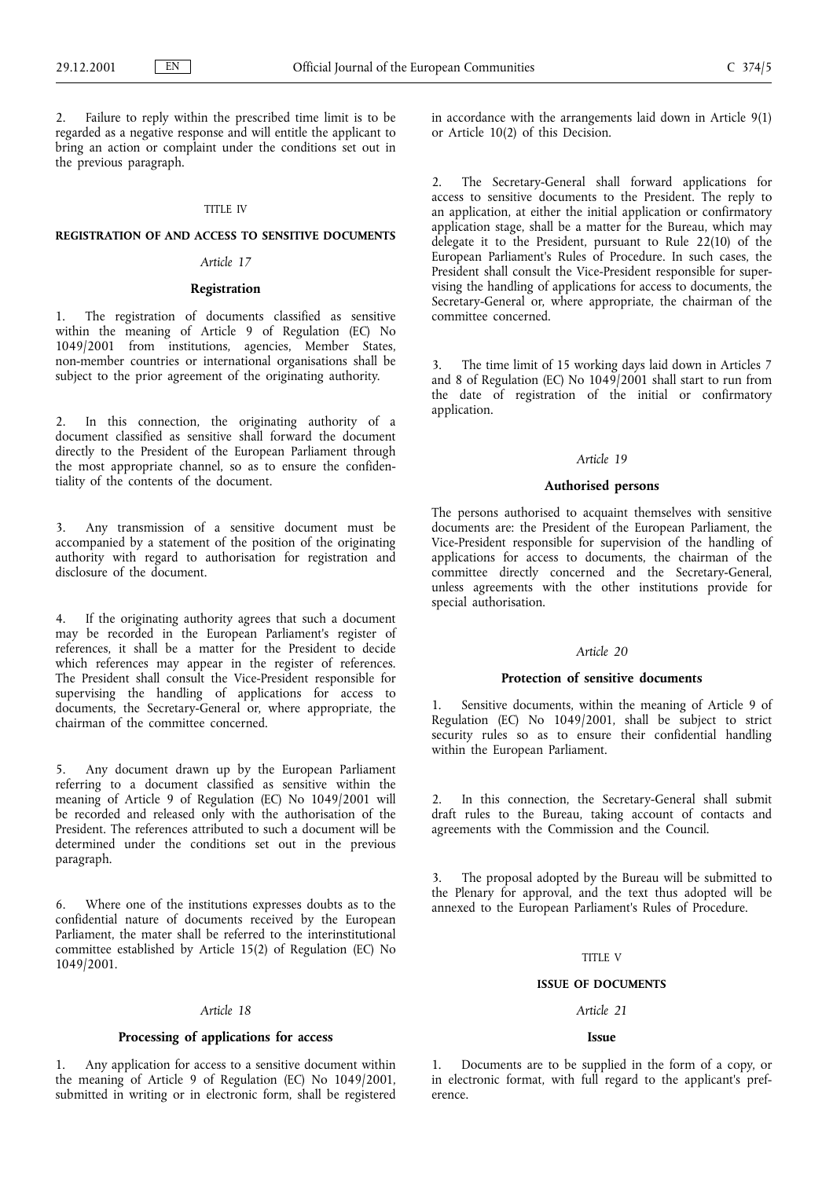2. Failure to reply within the prescribed time limit is to be regarded as a negative response and will entitle the applicant to bring an action or complaint under the conditions set out in the previous paragraph.

TITLE IV

## REGISTRATION OF AND ACCESS TO SENSITIVE DOCUMENTS

*Article 17*

### Registration

1. The registration of documents classified as sensitive within the meaning of Article 9 of Regulation (EC) No 1049/2001 from institutions, agencies, Member States, non-member countries or international organisations shall be subject to the prior agreement of the originating authority.

2. In this connection, the originating authority of a document classified as sensitive shall forward the document directly to the President of the European Parliament through the most appropriate channel, so as to ensure the confidentiality of the contents of the document.

3. Any transmission of a sensitive document must be accompanied by a statement of the position of the originating authority with regard to authorisation for registration and disclosure of the document.

4. If the originating authority agrees that such a document may be recorded in the European Parliament's register of references, it shall be a matter for the President to decide which references may appear in the register of references. The President shall consult the Vice-President responsible for supervising the handling of applications for access to documents, the Secretary-General or, where appropriate, the chairman of the committee concerned.

5. Any document drawn up by the European Parliament referring to a document classified as sensitive within the meaning of Article 9 of Regulation (EC) No 1049/2001 will be recorded and released only with the authorisation of the President. The references attributed to such a document will be determined under the conditions set out in the previous paragraph.

6. Where one of the institutions expresses doubts as to the confidential nature of documents received by the European Parliament, the mater shall be referred to the interinstitutional committee established by Article 15(2) of Regulation (EC) No 1049/2001.

*Article 18*

### Processing of applications for access

1. Any application for access to a sensitive document within the meaning of Article 9 of Regulation (EC) No 1049/2001, submitted in writing or in electronic form, shall be registered in accordance with the arrangements laid down in Article 9(1) or Article 10(2) of this Decision.

2. The Secretary-General shall forward applications for access to sensitive documents to the President. The reply to an application, at either the initial application or confirmatory application stage, shall be a matter for the Bureau, which may delegate it to the President, pursuant to Rule 22(10) of the European Parliament's Rules of Procedure. In such cases, the President shall consult the Vice-President responsible for supervising the handling of applications for access to documents, the Secretary-General or, where appropriate, the chairman of the committee concerned.

3. The time limit of 15 working days laid down in Articles 7 and 8 of Regulation (EC) No 1049/2001 shall start to run from the date of registration of the initial or confirmatory application.

*Article 19*

### Authorised persons

The persons authorised to acquaint themselves with sensitive documents are: the President of the European Parliament, the Vice-President responsible for supervision of the handling of applications for access to documents, the chairman of the committee directly concerned and the Secretary-General, unless agreements with the other institutions provide for special authorisation.

*Article 20*

### Protection of sensitive documents

1. Sensitive documents, within the meaning of Article 9 of Regulation (EC) No 1049/2001, shall be subject to strict security rules so as to ensure their confidential handling within the European Parliament.

2. In this connection, the Secretary-General shall submit draft rules to the Bureau, taking account of contacts and agreements with the Commission and the Council.

3. The proposal adopted by the Bureau will be submitted to the Plenary for approval, and the text thus adopted will be annexed to the European Parliament's Rules of Procedure.

TITLE V

## ISSUE OF DOCUMENTS

*Article 21*

### Issue

1. Documents are to be supplied in the form of a copy, or in electronic format, with full regard to the applicant's preference.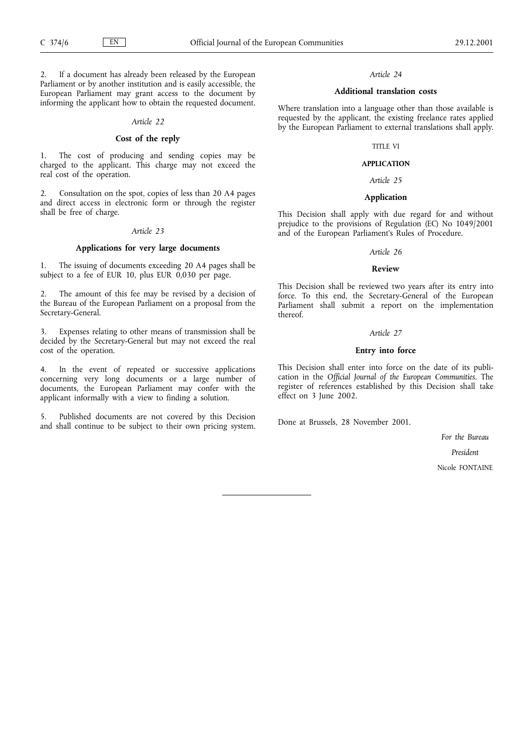2. If a document has already been released by the European Parliament or by another institution and is easily accessible, the European Parliament may grant access to the document by informing the applicant how to obtain the requested document.

*Article 22*

**Cost of the reply**

1. The cost of producing and sending copies may be charged to the applicant. This charge may not exceed the real cost of the operation.

2. Consultation on the spot, copies of less than 20 A4 pages and direct access in electronic form or through the register shall be free of charge.

*Article 23*

**Applications for very large documents**

1. The issuing of documents exceeding 20 A4 pages shall be subject to a fee of EUR 10, plus EUR 0,030 per page.

2. The amount of this fee may be revised by a decision of the Bureau of the European Parliament on a proposal from the Secretary-General.

3. Expenses relating to other means of transmission shall be decided by the Secretary-General but may not exceed the real cost of the operation.

4. In the event of repeated or successive applications concerning very long documents or a large number of documents, the European Parliament may confer with the applicant informally with a view to finding a solution.

5. Published documents are not covered by this Decision and shall continue to be subject to their own pricing system.

*Article 24*

**Additional translation costs**

Where translation into a language other than those available is requested by the applicant, the existing freelance rates applied by the European Parliament to external translations shall apply.

TITLE VI

**APPLICATION**

*Article 25*

**Application**

This Decision shall apply with due regard for and without prejudice to the provisions of Regulation (EC) No 1049/2001 and of the European Parliament's Rules of Procedure.

*Article 26*

**Review**

This Decision shall be reviewed two years after its entry into force. To this end, the Secretary-General of the European Parliament shall submit a report on the implementation thereof.

*Article 27*

**Entry into force**

This Decision shall enter into force on the date of its publication in the *Official Journal of the European Communities*. The register of references established by this Decision shall take effect on 3 June 2002.

Done at Brussels, 28 November 2001.

*For the Bureau*

*President*

Nicole FONTAINE